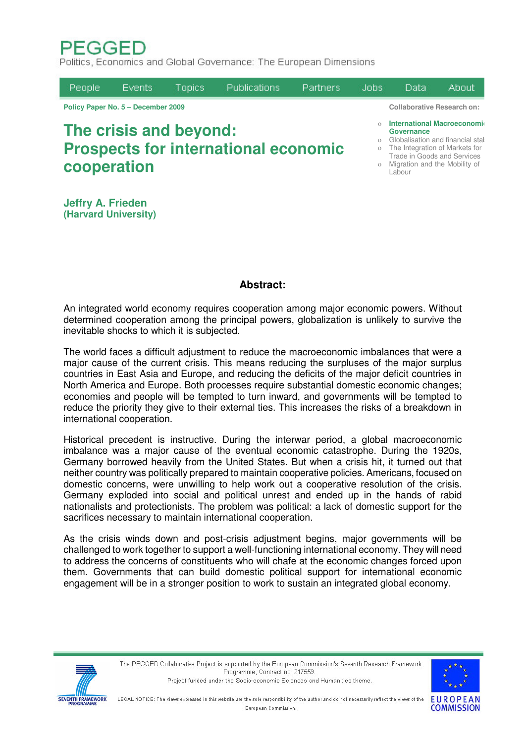# PEGGED

Politics, Economics and Global Governance: The European Dimensions

People | Events | Topics | Publications | Partners | Jobs | Data | About

**Policy Paper No. 5 – December 2009**

**Collaborative Research on:**

- **International Macroeconomi Governance**
- Globalisation and financial stal
- The Integration of Markets for Trade in Goods and Services
- Migration and the Mobility of Labour

# The crisis and beyond: Prospects for international economic cooperation

**Jeffry A. Frieden**
**(Harvard University)**

## Abstract:

An integrated world economy requires cooperation among major economic powers. Without determined cooperation among the principal powers, globalization is unlikely to survive the inevitable shocks to which it is subjected.

The world faces a difficult adjustment to reduce the macroeconomic imbalances that were a major cause of the current crisis. This means reducing the surpluses of the major surplus countries in East Asia and Europe, and reducing the deficits of the major deficit countries in North America and Europe. Both processes require substantial domestic economic changes; economies and people will be tempted to turn inward, and governments will be tempted to reduce the priority they give to their external ties. This increases the risks of a breakdown in international cooperation.

Historical precedent is instructive. During the interwar period, a global macroeconomic imbalance was a major cause of the eventual economic catastrophe. During the 1920s, Germany borrowed heavily from the United States. But when a crisis hit, it turned out that neither country was politically prepared to maintain cooperative policies. Americans, focused on domestic concerns, were unwilling to help work out a cooperative resolution of the crisis. Germany exploded into social and political unrest and ended up in the hands of rabid nationalists and protectionists. The problem was political: a lack of domestic support for the sacrifices necessary to maintain international cooperation.

As the crisis winds down and post-crisis adjustment begins, major governments will be challenged to work together to support a well-functioning international economy. They will need to address the concerns of constituents who will chafe at the economic changes forced upon them. Governments that can build domestic political support for international economic engagement will be in a stronger position to work to sustain an integrated global economy.

The PEGGED Collaborative Project is supported by the European Commission's Seventh Research Framework Programme, Contract no. 217559.
Project funded under the Socio-economic Sciences and Humanities theme.

LEGAL NOTICE: The views expressed in this website are the sole responsibility of the author and do not necessarily reflect the views of the European Commission.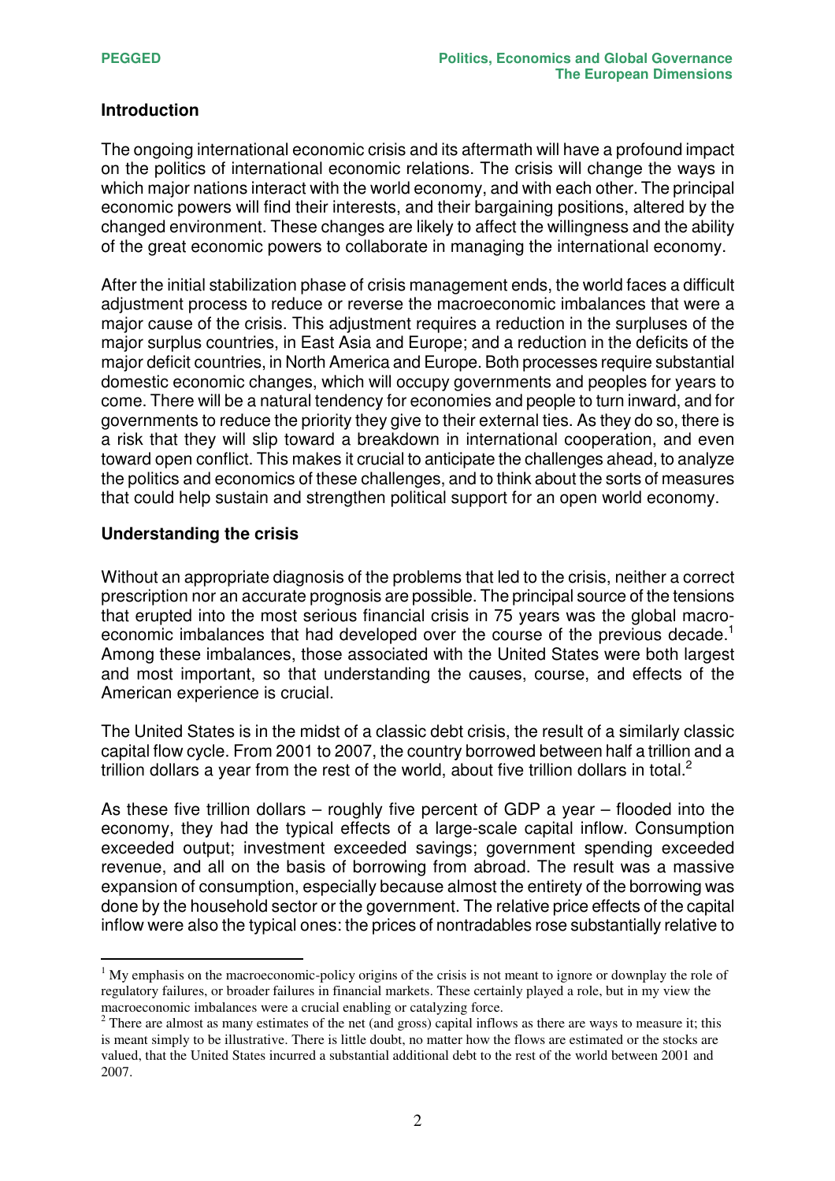## Introduction

The ongoing international economic crisis and its aftermath will have a profound impact on the politics of international economic relations. The crisis will change the ways in which major nations interact with the world economy, and with each other. The principal economic powers will find their interests, and their bargaining positions, altered by the changed environment. These changes are likely to affect the willingness and the ability of the great economic powers to collaborate in managing the international economy.

After the initial stabilization phase of crisis management ends, the world faces a difficult adjustment process to reduce or reverse the macroeconomic imbalances that were a major cause of the crisis. This adjustment requires a reduction in the surpluses of the major surplus countries, in East Asia and Europe; and a reduction in the deficits of the major deficit countries, in North America and Europe. Both processes require substantial domestic economic changes, which will occupy governments and peoples for years to come. There will be a natural tendency for economies and people to turn inward, and for governments to reduce the priority they give to their external ties. As they do so, there is a risk that they will slip toward a breakdown in international cooperation, and even toward open conflict. This makes it crucial to anticipate the challenges ahead, to analyze the politics and economics of these challenges, and to think about the sorts of measures that could help sustain and strengthen political support for an open world economy.

## Understanding the crisis

Without an appropriate diagnosis of the problems that led to the crisis, neither a correct prescription nor an accurate prognosis are possible. The principal source of the tensions that erupted into the most serious financial crisis in 75 years was the global macro-economic imbalances that had developed over the course of the previous decade.[1] Among these imbalances, those associated with the United States were both largest and most important, so that understanding the causes, course, and effects of the American experience is crucial.

The United States is in the midst of a classic debt crisis, the result of a similarly classic capital flow cycle. From 2001 to 2007, the country borrowed between half a trillion and a trillion dollars a year from the rest of the world, about five trillion dollars in total.[2]

As these five trillion dollars – roughly five percent of GDP a year – flooded into the economy, they had the typical effects of a large-scale capital inflow. Consumption exceeded output; investment exceeded savings; government spending exceeded revenue, and all on the basis of borrowing from abroad. The result was a massive expansion of consumption, especially because almost the entirety of the borrowing was done by the household sector or the government. The relative price effects of the capital inflow were also the typical ones: the prices of nontradables rose substantially relative to

---

[1] My emphasis on the macroeconomic-policy origins of the crisis is not meant to ignore or downplay the role of regulatory failures, or broader failures in financial markets. These certainly played a role, but in my view the macroeconomic imbalances were a crucial enabling or catalyzing force.

[2] There are almost as many estimates of the net (and gross) capital inflows as there are ways to measure it; this is meant simply to be illustrative. There is little doubt, no matter how the flows are estimated or the stocks are valued, that the United States incurred a substantial additional debt to the rest of the world between 2001 and 2007.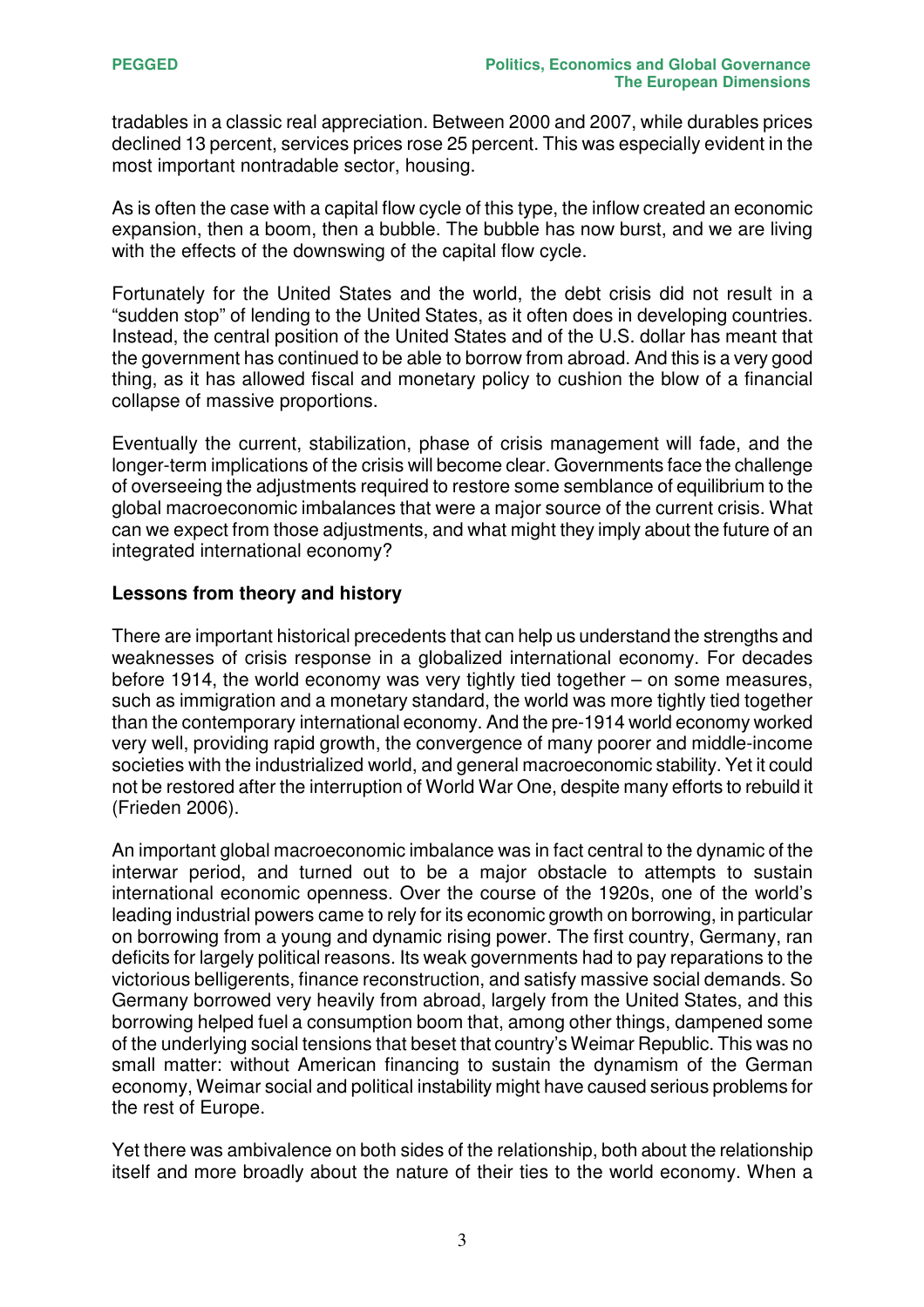tradables in a classic real appreciation. Between 2000 and 2007, while durables prices declined 13 percent, services prices rose 25 percent. This was especially evident in the most important nontradable sector, housing.

As is often the case with a capital flow cycle of this type, the inflow created an economic expansion, then a boom, then a bubble. The bubble has now burst, and we are living with the effects of the downswing of the capital flow cycle.

Fortunately for the United States and the world, the debt crisis did not result in a "sudden stop" of lending to the United States, as it often does in developing countries. Instead, the central position of the United States and of the U.S. dollar has meant that the government has continued to be able to borrow from abroad. And this is a very good thing, as it has allowed fiscal and monetary policy to cushion the blow of a financial collapse of massive proportions.

Eventually the current, stabilization, phase of crisis management will fade, and the longer-term implications of the crisis will become clear. Governments face the challenge of overseeing the adjustments required to restore some semblance of equilibrium to the global macroeconomic imbalances that were a major source of the current crisis. What can we expect from those adjustments, and what might they imply about the future of an integrated international economy?

**Lessons from theory and history**

There are important historical precedents that can help us understand the strengths and weaknesses of crisis response in a globalized international economy. For decades before 1914, the world economy was very tightly tied together – on some measures, such as immigration and a monetary standard, the world was more tightly tied together than the contemporary international economy. And the pre-1914 world economy worked very well, providing rapid growth, the convergence of many poorer and middle-income societies with the industrialized world, and general macroeconomic stability. Yet it could not be restored after the interruption of World War One, despite many efforts to rebuild it (Frieden 2006).

An important global macroeconomic imbalance was in fact central to the dynamic of the interwar period, and turned out to be a major obstacle to attempts to sustain international economic openness. Over the course of the 1920s, one of the world's leading industrial powers came to rely for its economic growth on borrowing, in particular on borrowing from a young and dynamic rising power. The first country, Germany, ran deficits for largely political reasons. Its weak governments had to pay reparations to the victorious belligerents, finance reconstruction, and satisfy massive social demands. So Germany borrowed very heavily from abroad, largely from the United States, and this borrowing helped fuel a consumption boom that, among other things, dampened some of the underlying social tensions that beset that country's Weimar Republic. This was no small matter: without American financing to sustain the dynamism of the German economy, Weimar social and political instability might have caused serious problems for the rest of Europe.

Yet there was ambivalence on both sides of the relationship, both about the relationship itself and more broadly about the nature of their ties to the world economy. When a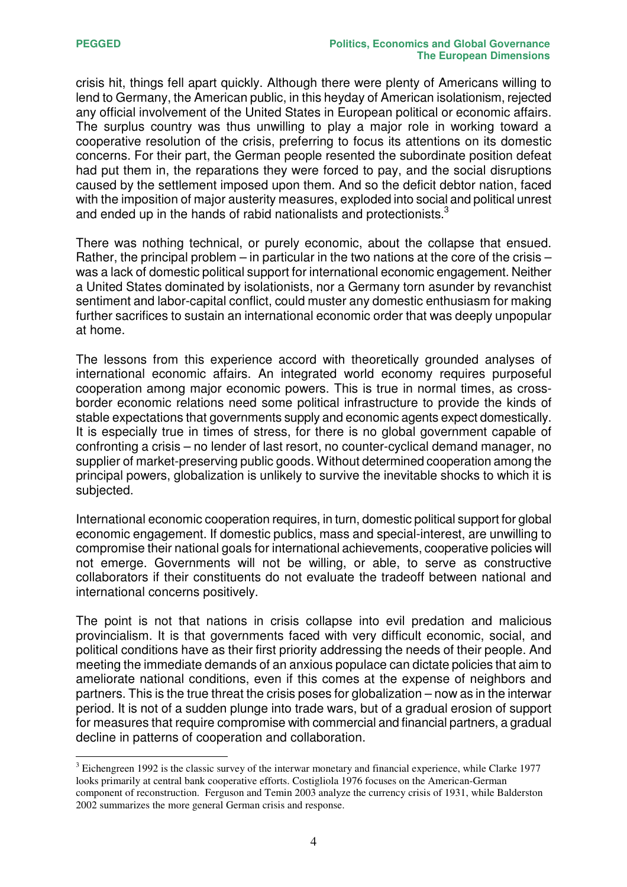crisis hit, things fell apart quickly. Although there were plenty of Americans willing to lend to Germany, the American public, in this heyday of American isolationism, rejected any official involvement of the United States in European political or economic affairs. The surplus country was thus unwilling to play a major role in working toward a cooperative resolution of the crisis, preferring to focus its attentions on its domestic concerns. For their part, the German people resented the subordinate position defeat had put them in, the reparations they were forced to pay, and the social disruptions caused by the settlement imposed upon them. And so the deficit debtor nation, faced with the imposition of major austerity measures, exploded into social and political unrest and ended up in the hands of rabid nationalists and protectionists.[3]

There was nothing technical, or purely economic, about the collapse that ensued. Rather, the principal problem – in particular in the two nations at the core of the crisis – was a lack of domestic political support for international economic engagement. Neither a United States dominated by isolationists, nor a Germany torn asunder by revanchist sentiment and labor-capital conflict, could muster any domestic enthusiasm for making further sacrifices to sustain an international economic order that was deeply unpopular at home.

The lessons from this experience accord with theoretically grounded analyses of international economic affairs. An integrated world economy requires purposeful cooperation among major economic powers. This is true in normal times, as cross-border economic relations need some political infrastructure to provide the kinds of stable expectations that governments supply and economic agents expect domestically. It is especially true in times of stress, for there is no global government capable of confronting a crisis – no lender of last resort, no counter-cyclical demand manager, no supplier of market-preserving public goods. Without determined cooperation among the principal powers, globalization is unlikely to survive the inevitable shocks to which it is subjected.

International economic cooperation requires, in turn, domestic political support for global economic engagement. If domestic publics, mass and special-interest, are unwilling to compromise their national goals for international achievements, cooperative policies will not emerge. Governments will not be willing, or able, to serve as constructive collaborators if their constituents do not evaluate the tradeoff between national and international concerns positively.

The point is not that nations in crisis collapse into evil predation and malicious provincialism. It is that governments faced with very difficult economic, social, and political conditions have as their first priority addressing the needs of their people. And meeting the immediate demands of an anxious populace can dictate policies that aim to ameliorate national conditions, even if this comes at the expense of neighbors and partners. This is the true threat the crisis poses for globalization – now as in the interwar period. It is not of a sudden plunge into trade wars, but of a gradual erosion of support for measures that require compromise with commercial and financial partners, a gradual decline in patterns of cooperation and collaboration.

[3] Eichengreen 1992 is the classic survey of the interwar monetary and financial experience, while Clarke 1977 looks primarily at central bank cooperative efforts. Costigliola 1976 focuses on the American-German component of reconstruction. Ferguson and Temin 2003 analyze the currency crisis of 1931, while Balderston 2002 summarizes the more general German crisis and response.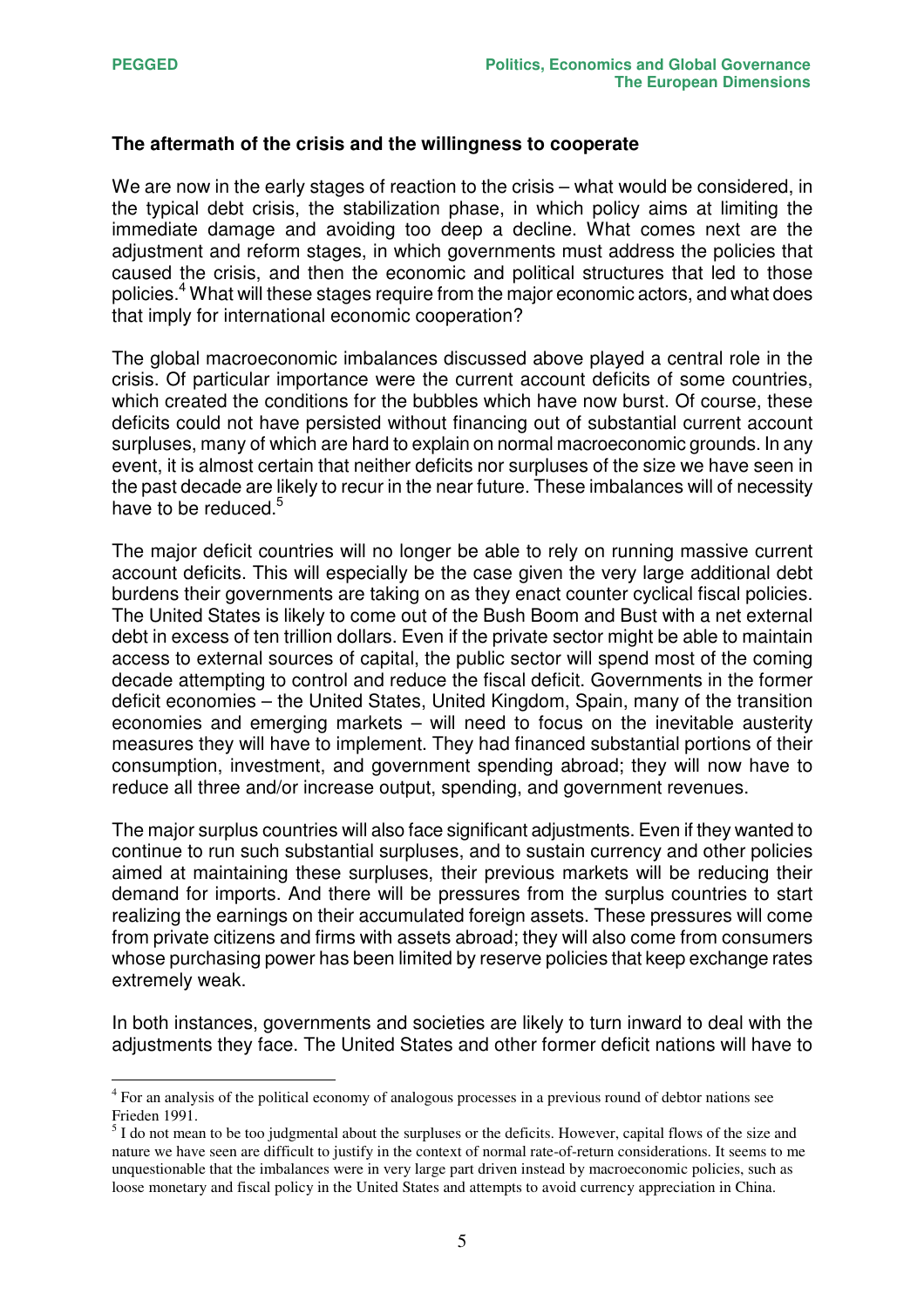### The aftermath of the crisis and the willingness to cooperate

We are now in the early stages of reaction to the crisis – what would be considered, in the typical debt crisis, the stabilization phase, in which policy aims at limiting the immediate damage and avoiding too deep a decline. What comes next are the adjustment and reform stages, in which governments must address the policies that caused the crisis, and then the economic and political structures that led to those policies.[4] What will these stages require from the major economic actors, and what does that imply for international economic cooperation?

The global macroeconomic imbalances discussed above played a central role in the crisis. Of particular importance were the current account deficits of some countries, which created the conditions for the bubbles which have now burst. Of course, these deficits could not have persisted without financing out of substantial current account surpluses, many of which are hard to explain on normal macroeconomic grounds. In any event, it is almost certain that neither deficits nor surpluses of the size we have seen in the past decade are likely to recur in the near future. These imbalances will of necessity have to be reduced.[5]

The major deficit countries will no longer be able to rely on running massive current account deficits. This will especially be the case given the very large additional debt burdens their governments are taking on as they enact counter cyclical fiscal policies. The United States is likely to come out of the Bush Boom and Bust with a net external debt in excess of ten trillion dollars. Even if the private sector might be able to maintain access to external sources of capital, the public sector will spend most of the coming decade attempting to control and reduce the fiscal deficit. Governments in the former deficit economies – the United States, United Kingdom, Spain, many of the transition economies and emerging markets – will need to focus on the inevitable austerity measures they will have to implement. They had financed substantial portions of their consumption, investment, and government spending abroad; they will now have to reduce all three and/or increase output, spending, and government revenues.

The major surplus countries will also face significant adjustments. Even if they wanted to continue to run such substantial surpluses, and to sustain currency and other policies aimed at maintaining these surpluses, their previous markets will be reducing their demand for imports. And there will be pressures from the surplus countries to start realizing the earnings on their accumulated foreign assets. These pressures will come from private citizens and firms with assets abroad; they will also come from consumers whose purchasing power has been limited by reserve policies that keep exchange rates extremely weak.

In both instances, governments and societies are likely to turn inward to deal with the adjustments they face. The United States and other former deficit nations will have to

[4] For an analysis of the political economy of analogous processes in a previous round of debtor nations see Frieden 1991.

[5] I do not mean to be too judgmental about the surpluses or the deficits. However, capital flows of the size and nature we have seen are difficult to justify in the context of normal rate-of-return considerations. It seems to me unquestionable that the imbalances were in very large part driven instead by macroeconomic policies, such as loose monetary and fiscal policy in the United States and attempts to avoid currency appreciation in China.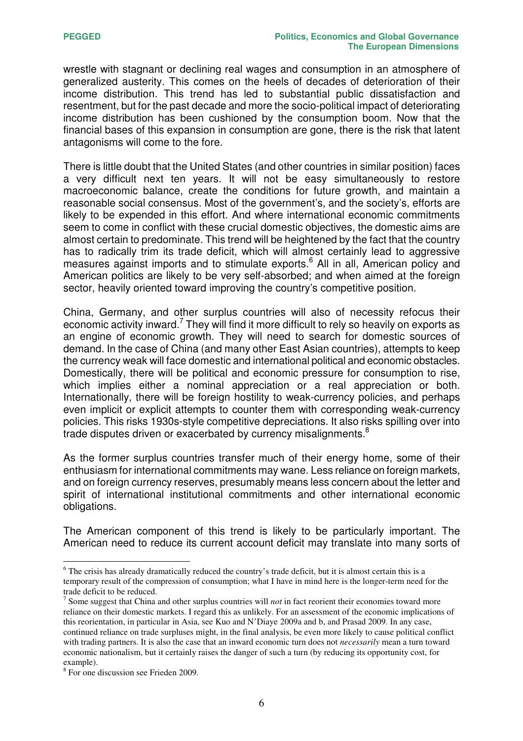wrestle with stagnant or declining real wages and consumption in an atmosphere of generalized austerity. This comes on the heels of decades of deterioration of their income distribution. This trend has led to substantial public dissatisfaction and resentment, but for the past decade and more the socio-political impact of deteriorating income distribution has been cushioned by the consumption boom. Now that the financial bases of this expansion in consumption are gone, there is the risk that latent antagonisms will come to the fore.

There is little doubt that the United States (and other countries in similar position) faces a very difficult next ten years. It will not be easy simultaneously to restore macroeconomic balance, create the conditions for future growth, and maintain a reasonable social consensus. Most of the government's, and the society's, efforts are likely to be expended in this effort. And where international economic commitments seem to come in conflict with these crucial domestic objectives, the domestic aims are almost certain to predominate. This trend will be heightened by the fact that the country has to radically trim its trade deficit, which will almost certainly lead to aggressive measures against imports and to stimulate exports.[6] All in all, American policy and American politics are likely to be very self-absorbed; and when aimed at the foreign sector, heavily oriented toward improving the country's competitive position.

China, Germany, and other surplus countries will also of necessity refocus their economic activity inward.[7] They will find it more difficult to rely so heavily on exports as an engine of economic growth. They will need to search for domestic sources of demand. In the case of China (and many other East Asian countries), attempts to keep the currency weak will face domestic and international political and economic obstacles. Domestically, there will be political and economic pressure for consumption to rise, which implies either a nominal appreciation or a real appreciation or both. Internationally, there will be foreign hostility to weak-currency policies, and perhaps even implicit or explicit attempts to counter them with corresponding weak-currency policies. This risks 1930s-style competitive depreciations. It also risks spilling over into trade disputes driven or exacerbated by currency misalignments.[8]

As the former surplus countries transfer much of their energy home, some of their enthusiasm for international commitments may wane. Less reliance on foreign markets, and on foreign currency reserves, presumably means less concern about the letter and spirit of international institutional commitments and other international economic obligations.

The American component of this trend is likely to be particularly important. The American need to reduce its current account deficit may translate into many sorts of

---

[6] The crisis has already dramatically reduced the country's trade deficit, but it is almost certain this is a temporary result of the compression of consumption; what I have in mind here is the longer-term need for the trade deficit to be reduced.

[7] Some suggest that China and other surplus countries will *not* in fact reorient their economies toward more reliance on their domestic markets. I regard this as unlikely. For an assessment of the economic implications of this reorientation, in particular in Asia, see Kuo and N'Diaye 2009a and b, and Prasad 2009. In any case, continued reliance on trade surpluses might, in the final analysis, be even more likely to cause political conflict with trading partners. It is also the case that an inward economic turn does not *necessarily* mean a turn toward economic nationalism, but it certainly raises the danger of such a turn (by reducing its opportunity cost, for example).

[8] For one discussion see Frieden 2009.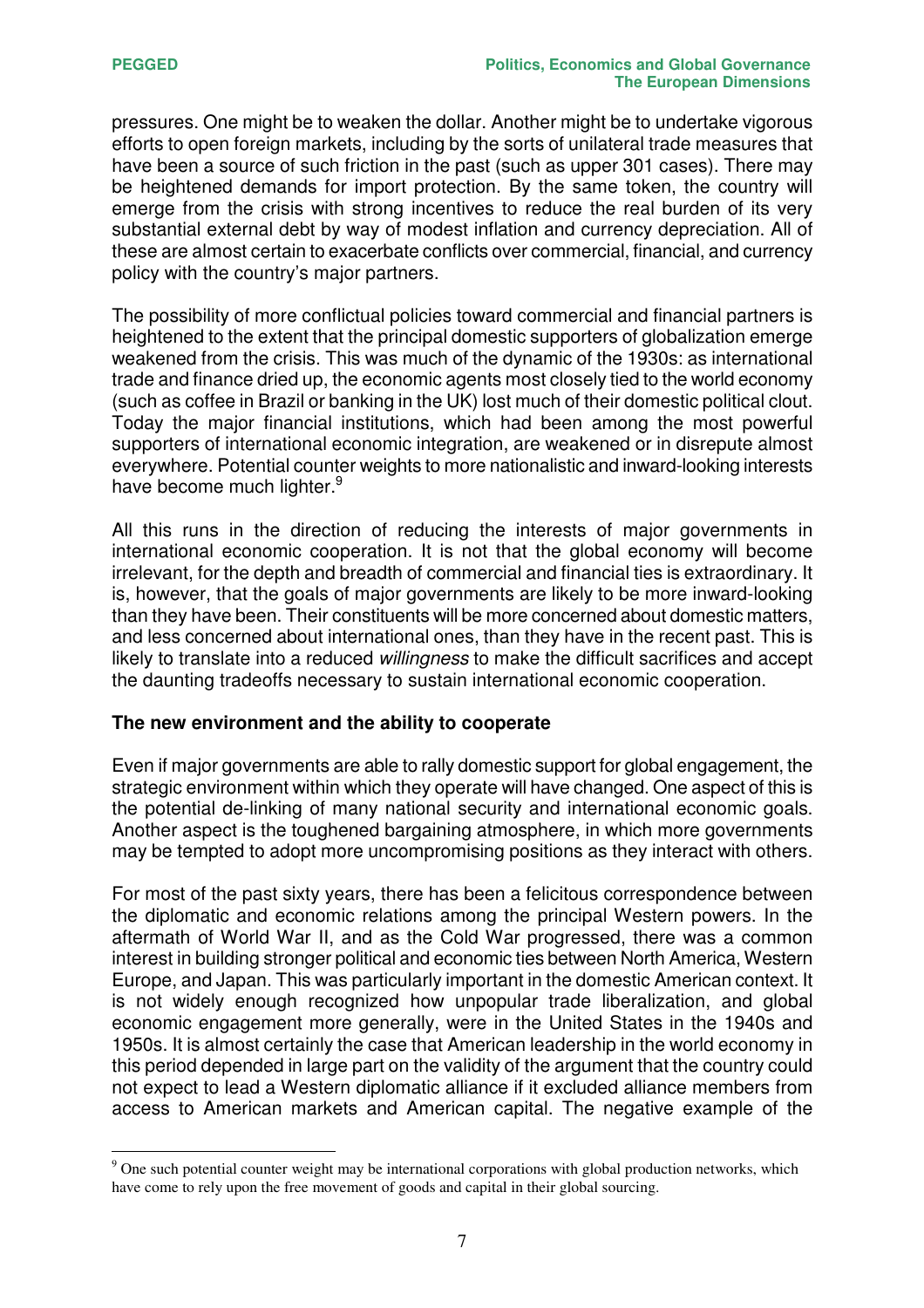pressures. One might be to weaken the dollar. Another might be to undertake vigorous efforts to open foreign markets, including by the sorts of unilateral trade measures that have been a source of such friction in the past (such as upper 301 cases). There may be heightened demands for import protection. By the same token, the country will emerge from the crisis with strong incentives to reduce the real burden of its very substantial external debt by way of modest inflation and currency depreciation. All of these are almost certain to exacerbate conflicts over commercial, financial, and currency policy with the country's major partners.

The possibility of more conflictual policies toward commercial and financial partners is heightened to the extent that the principal domestic supporters of globalization emerge weakened from the crisis. This was much of the dynamic of the 1930s: as international trade and finance dried up, the economic agents most closely tied to the world economy (such as coffee in Brazil or banking in the UK) lost much of their domestic political clout. Today the major financial institutions, which had been among the most powerful supporters of international economic integration, are weakened or in disrepute almost everywhere. Potential counter weights to more nationalistic and inward-looking interests have become much lighter.[9]

All this runs in the direction of reducing the interests of major governments in international economic cooperation. It is not that the global economy will become irrelevant, for the depth and breadth of commercial and financial ties is extraordinary. It is, however, that the goals of major governments are likely to be more inward-looking than they have been. Their constituents will be more concerned about domestic matters, and less concerned about international ones, than they have in the recent past. This is likely to translate into a reduced *willingness* to make the difficult sacrifices and accept the daunting tradeoffs necessary to sustain international economic cooperation.

**The new environment and the ability to cooperate**

Even if major governments are able to rally domestic support for global engagement, the strategic environment within which they operate will have changed. One aspect of this is the potential de-linking of many national security and international economic goals. Another aspect is the toughened bargaining atmosphere, in which more governments may be tempted to adopt more uncompromising positions as they interact with others.

For most of the past sixty years, there has been a felicitous correspondence between the diplomatic and economic relations among the principal Western powers. In the aftermath of World War II, and as the Cold War progressed, there was a common interest in building stronger political and economic ties between North America, Western Europe, and Japan. This was particularly important in the domestic American context. It is not widely enough recognized how unpopular trade liberalization, and global economic engagement more generally, were in the United States in the 1940s and 1950s. It is almost certainly the case that American leadership in the world economy in this period depended in large part on the validity of the argument that the country could not expect to lead a Western diplomatic alliance if it excluded alliance members from access to American markets and American capital. The negative example of the

[9] One such potential counter weight may be international corporations with global production networks, which have come to rely upon the free movement of goods and capital in their global sourcing.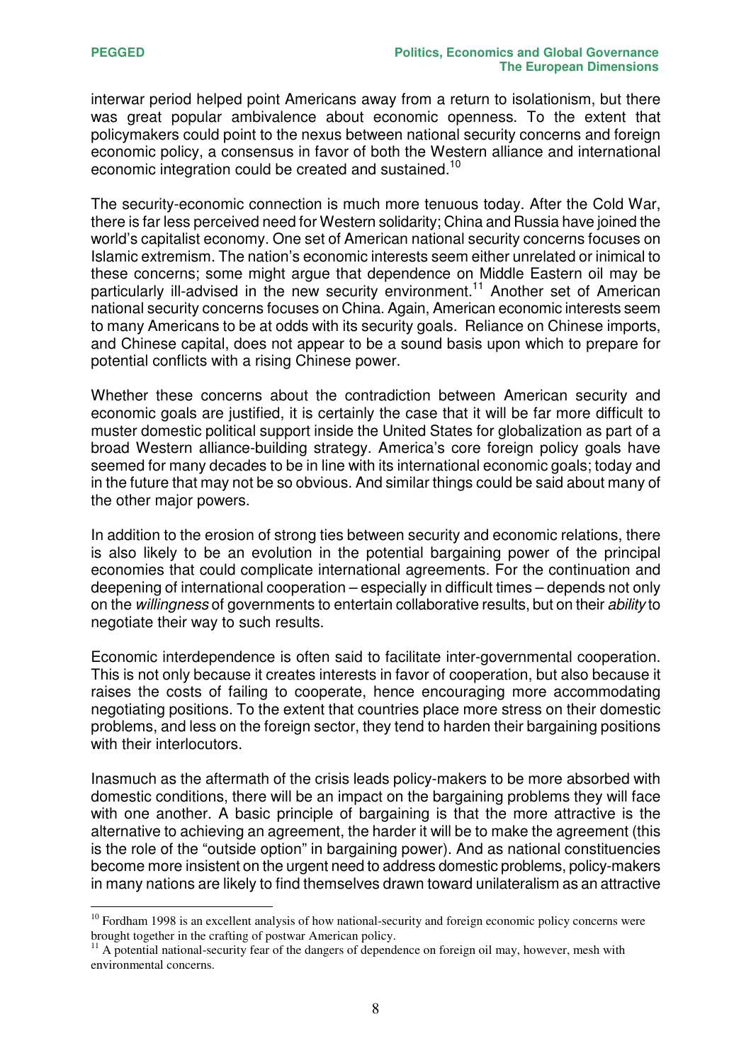interwar period helped point Americans away from a return to isolationism, but there was great popular ambivalence about economic openness. To the extent that policymakers could point to the nexus between national security concerns and foreign economic policy, a consensus in favor of both the Western alliance and international economic integration could be created and sustained.[10]

The security-economic connection is much more tenuous today. After the Cold War, there is far less perceived need for Western solidarity; China and Russia have joined the world's capitalist economy. One set of American national security concerns focuses on Islamic extremism. The nation's economic interests seem either unrelated or inimical to these concerns; some might argue that dependence on Middle Eastern oil may be particularly ill-advised in the new security environment.[11] Another set of American national security concerns focuses on China. Again, American economic interests seem to many Americans to be at odds with its security goals. Reliance on Chinese imports, and Chinese capital, does not appear to be a sound basis upon which to prepare for potential conflicts with a rising Chinese power.

Whether these concerns about the contradiction between American security and economic goals are justified, it is certainly the case that it will be far more difficult to muster domestic political support inside the United States for globalization as part of a broad Western alliance-building strategy. America's core foreign policy goals have seemed for many decades to be in line with its international economic goals; today and in the future that may not be so obvious. And similar things could be said about many of the other major powers.

In addition to the erosion of strong ties between security and economic relations, there is also likely to be an evolution in the potential bargaining power of the principal economies that could complicate international agreements. For the continuation and deepening of international cooperation – especially in difficult times – depends not only on the *willingness* of governments to entertain collaborative results, but on their *ability* to negotiate their way to such results.

Economic interdependence is often said to facilitate inter-governmental cooperation. This is not only because it creates interests in favor of cooperation, but also because it raises the costs of failing to cooperate, hence encouraging more accommodating negotiating positions. To the extent that countries place more stress on their domestic problems, and less on the foreign sector, they tend to harden their bargaining positions with their interlocutors.

Inasmuch as the aftermath of the crisis leads policy-makers to be more absorbed with domestic conditions, there will be an impact on the bargaining problems they will face with one another. A basic principle of bargaining is that the more attractive is the alternative to achieving an agreement, the harder it will be to make the agreement (this is the role of the "outside option" in bargaining power). And as national constituencies become more insistent on the urgent need to address domestic problems, policy-makers in many nations are likely to find themselves drawn toward unilateralism as an attractive

---

[10] Fordham 1998 is an excellent analysis of how national-security and foreign economic policy concerns were brought together in the crafting of postwar American policy.

[11] A potential national-security fear of the dangers of dependence on foreign oil may, however, mesh with environmental concerns.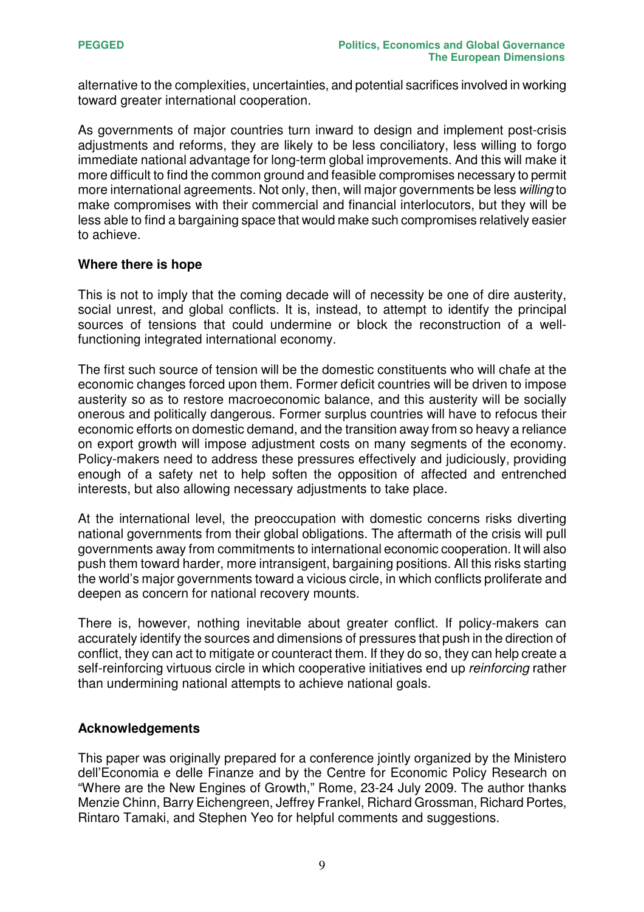alternative to the complexities, uncertainties, and potential sacrifices involved in working toward greater international cooperation.

As governments of major countries turn inward to design and implement post-crisis adjustments and reforms, they are likely to be less conciliatory, less willing to forgo immediate national advantage for long-term global improvements. And this will make it more difficult to find the common ground and feasible compromises necessary to permit more international agreements. Not only, then, will major governments be less *willing* to make compromises with their commercial and financial interlocutors, but they will be less able to find a bargaining space that would make such compromises relatively easier to achieve.

**Where there is hope**

This is not to imply that the coming decade will of necessity be one of dire austerity, social unrest, and global conflicts. It is, instead, to attempt to identify the principal sources of tensions that could undermine or block the reconstruction of a well-functioning integrated international economy.

The first such source of tension will be the domestic constituents who will chafe at the economic changes forced upon them. Former deficit countries will be driven to impose austerity so as to restore macroeconomic balance, and this austerity will be socially onerous and politically dangerous. Former surplus countries will have to refocus their economic efforts on domestic demand, and the transition away from so heavy a reliance on export growth will impose adjustment costs on many segments of the economy. Policy-makers need to address these pressures effectively and judiciously, providing enough of a safety net to help soften the opposition of affected and entrenched interests, but also allowing necessary adjustments to take place.

At the international level, the preoccupation with domestic concerns risks diverting national governments from their global obligations. The aftermath of the crisis will pull governments away from commitments to international economic cooperation. It will also push them toward harder, more intransigent, bargaining positions. All this risks starting the world's major governments toward a vicious circle, in which conflicts proliferate and deepen as concern for national recovery mounts.

There is, however, nothing inevitable about greater conflict. If policy-makers can accurately identify the sources and dimensions of pressures that push in the direction of conflict, they can act to mitigate or counteract them. If they do so, they can help create a self-reinforcing virtuous circle in which cooperative initiatives end up *reinforcing* rather than undermining national attempts to achieve national goals.

**Acknowledgements**

This paper was originally prepared for a conference jointly organized by the Ministero dell'Economia e delle Finanze and by the Centre for Economic Policy Research on "Where are the New Engines of Growth," Rome, 23-24 July 2009. The author thanks Menzie Chinn, Barry Eichengreen, Jeffrey Frankel, Richard Grossman, Richard Portes, Rintaro Tamaki, and Stephen Yeo for helpful comments and suggestions.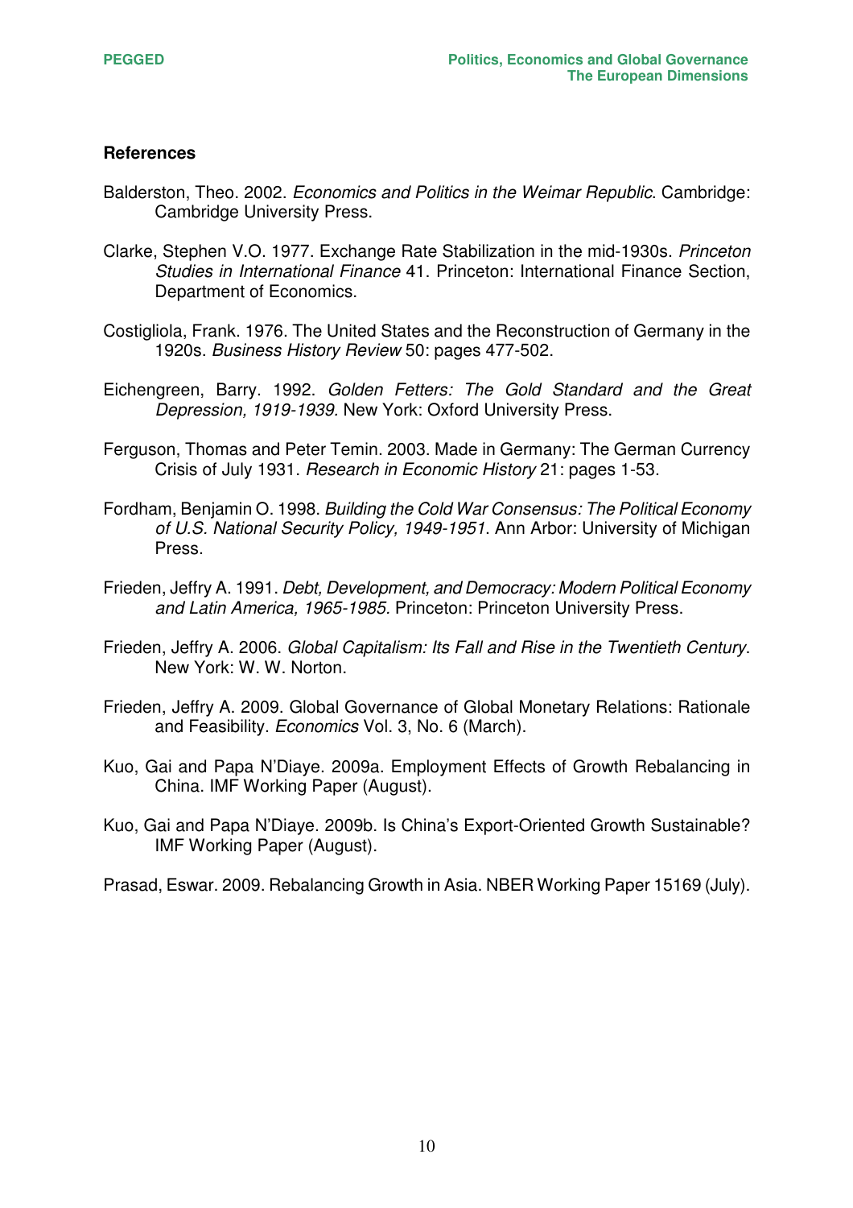## References

Balderston, Theo. 2002. *Economics and Politics in the Weimar Republic*. Cambridge: Cambridge University Press.

Clarke, Stephen V.O. 1977. Exchange Rate Stabilization in the mid-1930s. *Princeton Studies in International Finance* 41. Princeton: International Finance Section, Department of Economics.

Costigliola, Frank. 1976. The United States and the Reconstruction of Germany in the 1920s. *Business History Review* 50: pages 477-502.

Eichengreen, Barry. 1992. *Golden Fetters: The Gold Standard and the Great Depression, 1919-1939.* New York: Oxford University Press.

Ferguson, Thomas and Peter Temin. 2003. Made in Germany: The German Currency Crisis of July 1931. *Research in Economic History* 21: pages 1-53.

Fordham, Benjamin O. 1998. *Building the Cold War Consensus: The Political Economy of U.S. National Security Policy, 1949-1951*. Ann Arbor: University of Michigan Press.

Frieden, Jeffry A. 1991. *Debt, Development, and Democracy: Modern Political Economy and Latin America, 1965-1985.* Princeton: Princeton University Press.

Frieden, Jeffry A. 2006. *Global Capitalism: Its Fall and Rise in the Twentieth Century*. New York: W. W. Norton.

Frieden, Jeffry A. 2009. Global Governance of Global Monetary Relations: Rationale and Feasibility. *Economics* Vol. 3, No. 6 (March).

Kuo, Gai and Papa N'Diaye. 2009a. Employment Effects of Growth Rebalancing in China. IMF Working Paper (August).

Kuo, Gai and Papa N'Diaye. 2009b. Is China's Export-Oriented Growth Sustainable? IMF Working Paper (August).

Prasad, Eswar. 2009. Rebalancing Growth in Asia. NBER Working Paper 15169 (July).